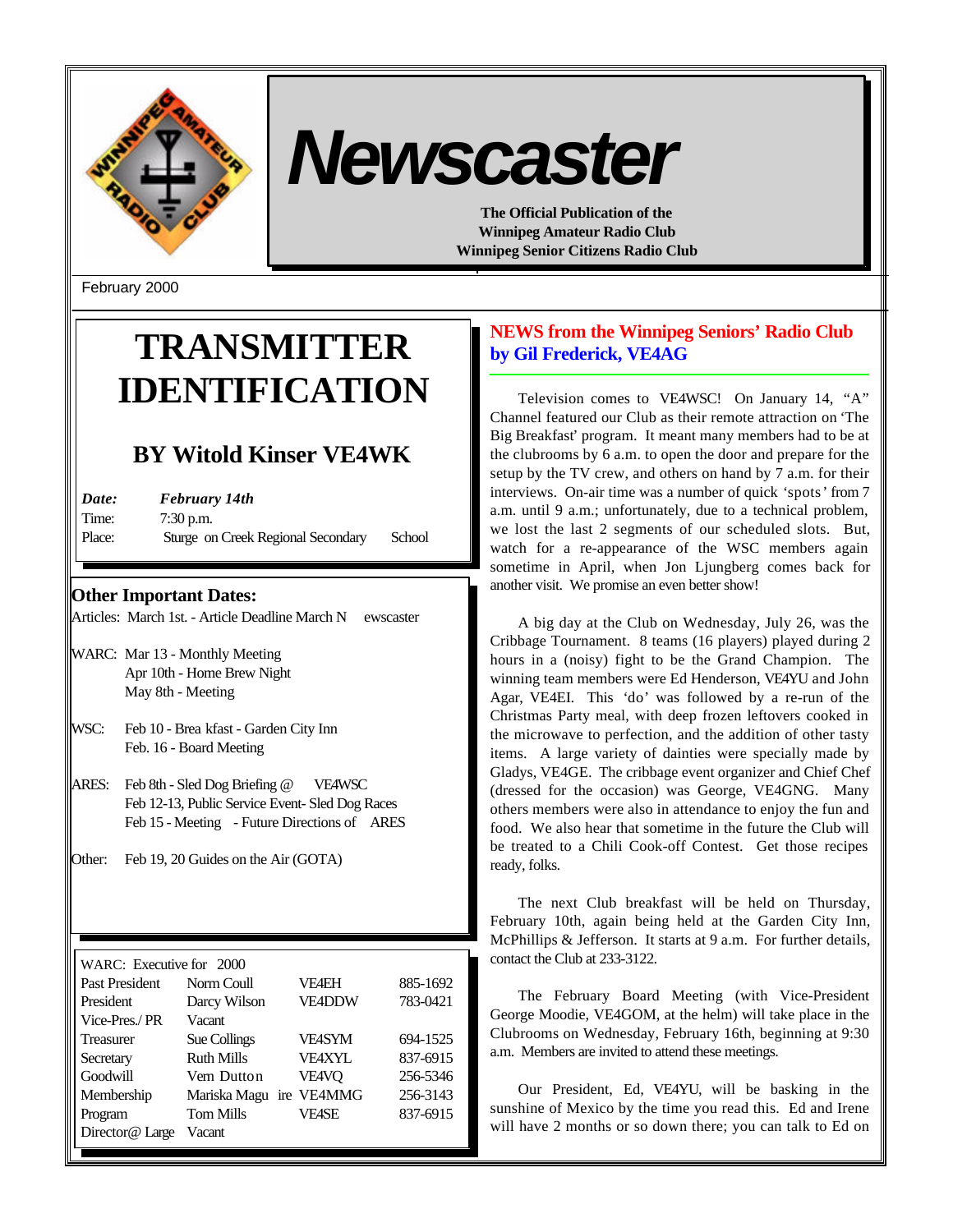# Newscaster

**The Official Publication of the**
**Winnipeg Amateur Radio Club**
**Winnipeg Senior Citizens Radio Club**

February 2000

# TRANSMITTER IDENTIFICATION

## BY Witold Kinser VE4WK

***Date:*** ***February 14th***
Time: 7:30 p.m.
Place: Sturge on Creek Regional Secondary School

### Other Important Dates:

Articles: March 1st. - Article Deadline March Newscaster

WARC: Mar 13 - Monthly Meeting
Apr 10th - Home Brew Night
May 8th - Meeting

WSC: Feb 10 - Breakfast - Garden City Inn
Feb. 16 - Board Meeting

ARES: Feb 8th - Sled Dog Briefing @ VE4WSC
Feb 12-13, Public Service Event- Sled Dog Races
Feb 15 - Meeting - Future Directions of ARES

Other: Feb 19, 20 Guides on the Air (GOTA)

| WARC: Executive for 2000 | | | |
|---|---|---|---|
| Past President | Norm Coull | VE4EH | 885-1692 |
| President | Darcy Wilson | VE4DDW | 783-0421 |
| Vice-Pres./ PR | Vacant | | |
| Treasurer | Sue Collings | VE4SYM | 694-1525 |
| Secretary | Ruth Mills | VE4XYL | 837-6915 |
| Goodwill | Vern Dutton | VE4VQ | 256-5346 |
| Membership | Mariska Maguire | VE4MMG | 256-3143 |
| Program | Tom Mills | VE4SE | 837-6915 |
| Director@ Large | Vacant | | |

## NEWS from the Winnipeg Seniors' Radio Club by Gil Frederick, VE4AG

Television comes to VE4WSC! On January 14, "A" Channel featured our Club as their remote attraction on 'The Big Breakfast' program. It meant many members had to be at the clubrooms by 6 a.m. to open the door and prepare for the setup by the TV crew, and others on hand by 7 a.m. for their interviews. On-air time was a number of quick 'spots' from 7 a.m. until 9 a.m.; unfortunately, due to a technical problem, we lost the last 2 segments of our scheduled slots. But, watch for a re-appearance of the WSC members again sometime in April, when Jon Ljungberg comes back for another visit. We promise an even better show!

A big day at the Club on Wednesday, July 26, was the Cribbage Tournament. 8 teams (16 players) played during 2 hours in a (noisy) fight to be the Grand Champion. The winning team members were Ed Henderson, VE4YU and John Agar, VE4EI. This 'do' was followed by a re-run of the Christmas Party meal, with deep frozen leftovers cooked in the microwave to perfection, and the addition of other tasty items. A large variety of dainties were specially made by Gladys, VE4GE. The cribbage event organizer and Chief Chef (dressed for the occasion) was George, VE4GNG. Many others members were also in attendance to enjoy the fun and food. We also hear that sometime in the future the Club will be treated to a Chili Cook-off Contest. Get those recipes ready, folks.

The next Club breakfast will be held on Thursday, February 10th, again being held at the Garden City Inn, McPhillips & Jefferson. It starts at 9 a.m. For further details, contact the Club at 233-3122.

The February Board Meeting (with Vice-President George Moodie, VE4GOM, at the helm) will take place in the Clubrooms on Wednesday, February 16th, beginning at 9:30 a.m. Members are invited to attend these meetings.

Our President, Ed, VE4YU, will be basking in the sunshine of Mexico by the time you read this. Ed and Irene will have 2 months or so down there; you can talk to Ed on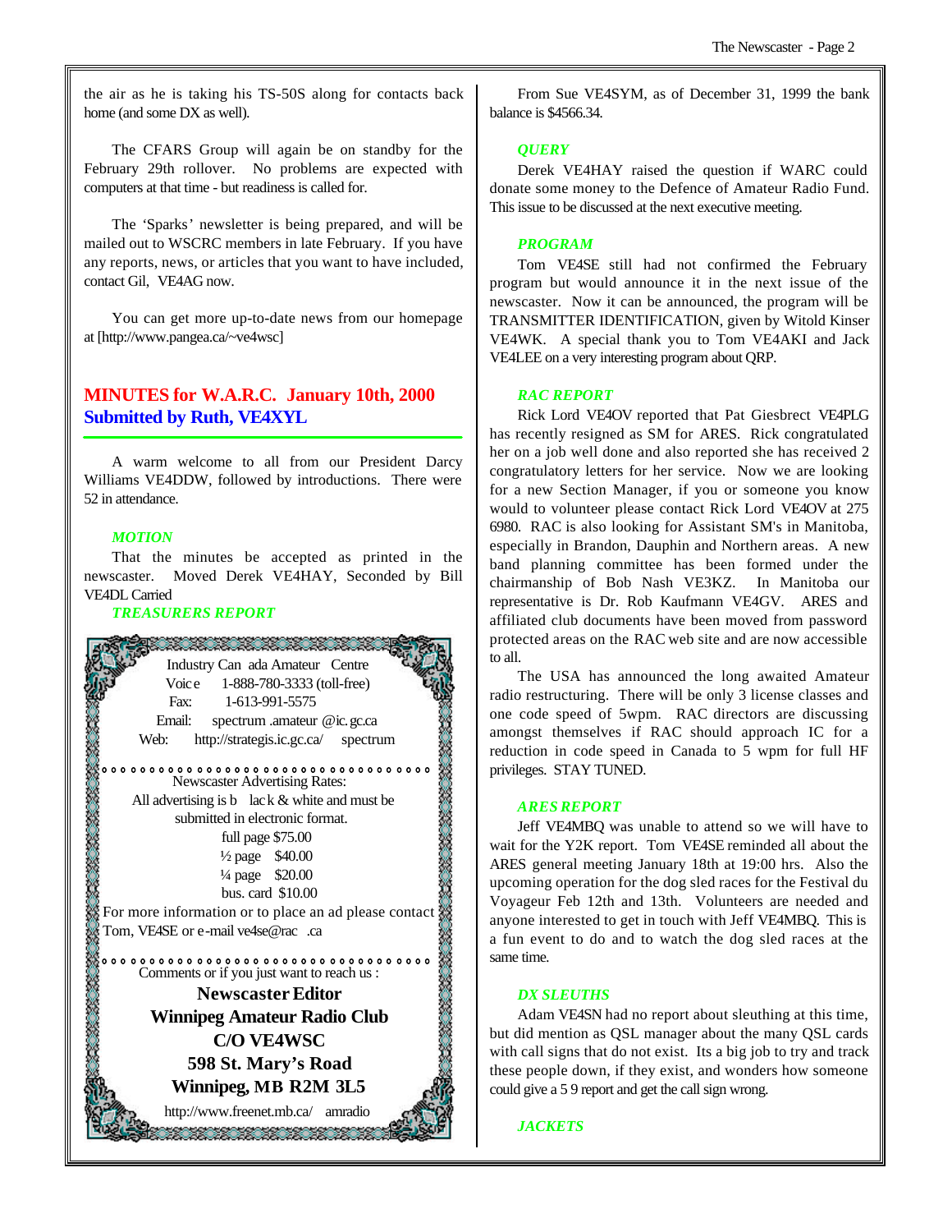the air as he is taking his TS-50S along for contacts back home (and some DX as well).

The CFARS Group will again be on standby for the February 29th rollover. No problems are expected with computers at that time - but readiness is called for.

The 'Sparks' newsletter is being prepared, and will be mailed out to WSCRC members in late February. If you have any reports, news, or articles that you want to have included, contact Gil, VE4AG now.

You can get more up-to-date news from our homepage at [http://www.pangea.ca/~ve4wsc]

## MINUTES for W.A.R.C. January 10th, 2000
## Submitted by Ruth, VE4XYL

A warm welcome to all from our President Darcy Williams VE4DDW, followed by introductions. There were 52 in attendance.

### *MOTION*

That the minutes be accepted as printed in the newscaster. Moved Derek VE4HAY, Seconded by Bill VE4DL Carried

### *TREASURERS REPORT*

Industry Canada Amateur Centre
Voice 1-888-780-3333 (toll-free)
Fax: 1-613-991-5575
Email: spectrum.amateur@ic.gc.ca
Web: http://strategis.ic.gc.ca/spectrum

Newscaster Advertising Rates:
All advertising is black & white and must be submitted in electronic format.
full page $75.00
½ page $40.00
¼ page $20.00
bus. card $10.00
For more information or to place an ad please contact Tom, VE4SE or e-mail ve4se@rac.ca

Comments or if you just want to reach us :

**Newscaster Editor**
**Winnipeg Amateur Radio Club**
**C/O VE4WSC**
**598 St. Mary's Road**
**Winnipeg, MB R2M 3L5**
http://www.freenet.mb.ca/amradio

From Sue VE4SYM, as of December 31, 1999 the bank balance is $4566.34.

### *QUERY*

Derek VE4HAY raised the question if WARC could donate some money to the Defence of Amateur Radio Fund. This issue to be discussed at the next executive meeting.

### *PROGRAM*

Tom VE4SE still had not confirmed the February program but would announce it in the next issue of the newscaster. Now it can be announced, the program will be TRANSMITTER IDENTIFICATION, given by Witold Kinser VE4WK. A special thank you to Tom VE4AKI and Jack VE4LEE on a very interesting program about QRP.

### *RAC REPORT*

Rick Lord VE4OV reported that Pat Giesbrect VE4PLG has recently resigned as SM for ARES. Rick congratulated her on a job well done and also reported she has received 2 congratulatory letters for her service. Now we are looking for a new Section Manager, if you or someone you know would to volunteer please contact Rick Lord VE4OV at 275 6980. RAC is also looking for Assistant SM's in Manitoba, especially in Brandon, Dauphin and Northern areas. A new band planning committee has been formed under the chairmanship of Bob Nash VE3KZ. In Manitoba our representative is Dr. Rob Kaufmann VE4GV. ARES and affiliated club documents have been moved from password protected areas on the RAC web site and are now accessible to all.

The USA has announced the long awaited Amateur radio restructuring. There will be only 3 license classes and one code speed of 5wpm. RAC directors are discussing amongst themselves if RAC should approach IC for a reduction in code speed in Canada to 5 wpm for full HF privileges. STAY TUNED.

### *ARES REPORT*

Jeff VE4MBQ was unable to attend so we will have to wait for the Y2K report. Tom VE4SE reminded all about the ARES general meeting January 18th at 19:00 hrs. Also the upcoming operation for the dog sled races for the Festival du Voyageur Feb 12th and 13th. Volunteers are needed and anyone interested to get in touch with Jeff VE4MBQ. This is a fun event to do and to watch the dog sled races at the same time.

### *DX SLEUTHS*

Adam VE4SN had no report about sleuthing at this time, but did mention as QSL manager about the many QSL cards with call signs that do not exist. Its a big job to try and track these people down, if they exist, and wonders how someone could give a 5 9 report and get the call sign wrong.

### *JACKETS*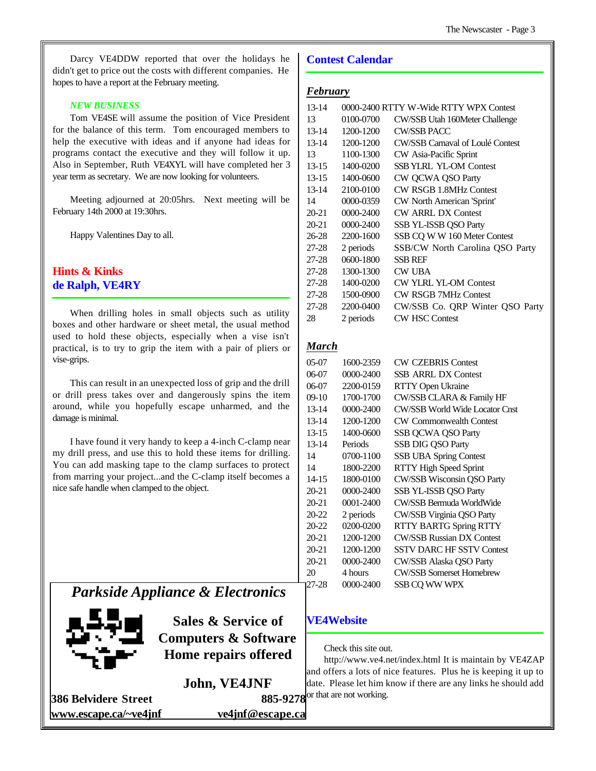Darcy VE4DDW reported that over the holidays he didn't get to price out the costs with different companies. He hopes to have a report at the February meeting.

*NEW BUSINESS*

Tom VE4SE will assume the position of Vice President for the balance of this term. Tom encouraged members to help the executive with ideas and if anyone had ideas for programs contact the executive and they will follow it up. Also in September, Ruth VE4XYL will have completed her 3 year term as secretary. We are now looking for volunteers.

Meeting adjourned at 20:05hrs. Next meeting will be February 14th 2000 at 19:30hrs.

Happy Valentines Day to all.

## Hints & Kinks
## de Ralph, VE4RY

When drilling holes in small objects such as utility boxes and other hardware or sheet metal, the usual method used to hold these objects, especially when a vise isn't practical, is to try to grip the item with a pair of pliers or vise-grips.

This can result in an unexpected loss of grip and the drill or drill press takes over and dangerously spins the item around, while you hopefully escape unharmed, and the damage is minimal.

I have found it very handy to keep a 4-inch C-clamp near my drill press, and use this to hold these items for drilling. You can add masking tape to the clamp surfaces to protect from marring your project...and the C-clamp itself becomes a nice safe handle when clamped to the object.

***Parkside Appliance & Electronics***

**Sales & Service of Computers & Software Home repairs offered**

**John, VE4JNF**

**386 Belvidere Street** **885-9278**

**www.escape.ca/~ve4jnf** **ve4jnf@escape.ca**

## Contest Calendar

***February***

| | | |
|---|---|---|
| 13-14 | 0000-2400 | RTTY W-Wide RTTY WPX Contest |
| 13 | 0100-0700 | CW/SSB Utah 160Meter Challenge |
| 13-14 | 1200-1200 | CW/SSB PACC |
| 13-14 | 1200-1200 | CW/SSB Carnaval of Loulé Contest |
| 13 | 1100-1300 | CW Asia-Pacific Sprint |
| 13-15 | 1400-0200 | SSB YLRL YL-OM Contest |
| 13-15 | 1400-0600 | CW QCWA QSO Party |
| 13-14 | 2100-0100 | CW RSGB 1.8MHz Contest |
| 14 | 0000-0359 | CW North American 'Sprint' |
| 20-21 | 0000-2400 | CW ARRL DX Contest |
| 20-21 | 0000-2400 | SSB YL-ISSB QSO Party |
| 26-28 | 2200-1600 | SSB CQ W W 160 Meter Contest |
| 27-28 | 2 periods | SSB/CW North Carolina QSO Party |
| 27-28 | 0600-1800 | SSB REF |
| 27-28 | 1300-1300 | CW UBA |
| 27-28 | 1400-0200 | CW YLRL YL-OM Contest |
| 27-28 | 1500-0900 | CW RSGB 7MHz Contest |
| 27-28 | 2200-0400 | CW/SSB Co. QRP Winter QSO Party |
| 28 | 2 periods | CW HSC Contest |

***March***

| | | |
|---|---|---|
| 05-07 | 1600-2359 | CW CZEBRIS Contest |
| 06-07 | 0000-2400 | SSB ARRL DX Contest |
| 06-07 | 2200-0159 | RTTY Open Ukraine |
| 09-10 | 1700-1700 | CW/SSB CLARA & Family HF |
| 13-14 | 0000-2400 | CW/SSB World Wide Locator Cnst |
| 13-14 | 1200-1200 | CW Commonwealth Contest |
| 13-15 | 1400-0600 | SSB QCWA QSO Party |
| 13-14 | Periods | SSB DIG QSO Party |
| 14 | 0700-1100 | SSB UBA Spring Contest |
| 14 | 1800-2200 | RTTY High Speed Sprint |
| 14-15 | 1800-0100 | CW/SSB Wisconsin QSO Party |
| 20-21 | 0000-2400 | SSB YL-ISSB QSO Party |
| 20-21 | 0001-2400 | CW/SSB Bermuda WorldWide |
| 20-22 | 2 periods | CW/SSB Virginia QSO Party |
| 20-22 | 0200-0200 | RTTY BARTG Spring RTTY |
| 20-21 | 1200-1200 | CW/SSB Russian DX Contest |
| 20-21 | 1200-1200 | SSTV DARC HF SSTV Contest |
| 20-21 | 0000-2400 | CW/SSB Alaska QSO Party |
| 20 | 4 hours | CW/SSB Somerset Homebrew |
| 27-28 | 0000-2400 | SSB CQ WW WPX |

## VE4Website

Check this site out.

http://www.ve4.net/index.html It is maintain by VE4ZAP and offers a lots of nice features. Plus he is keeping it up to date. Please let him know if there are any links he should add or that are not working.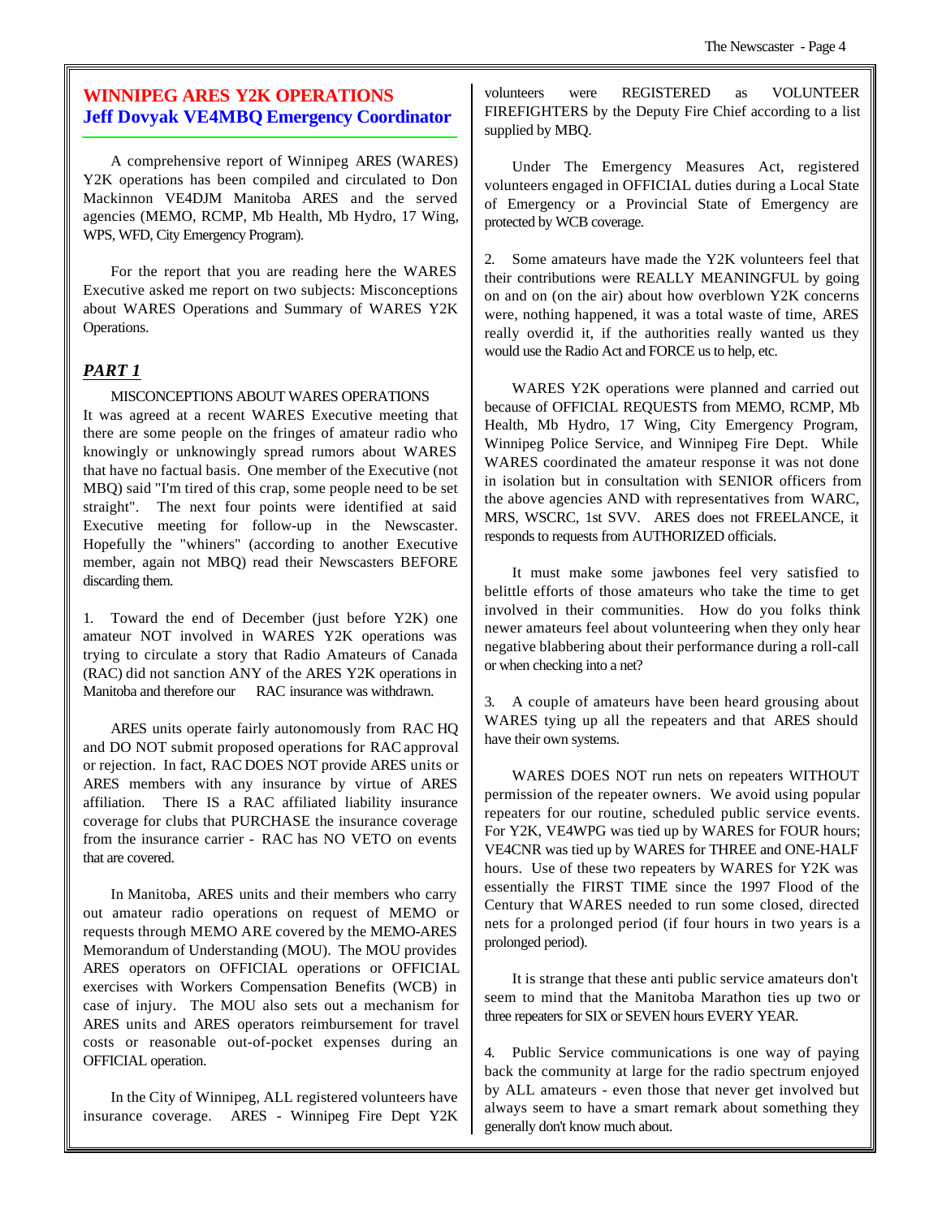## WINNIPEG ARES Y2K OPERATIONS
### Jeff Dovyak VE4MBQ Emergency Coordinator

A comprehensive report of Winnipeg ARES (WARES) Y2K operations has been compiled and circulated to Don Mackinnon VE4DJM Manitoba ARES and the served agencies (MEMO, RCMP, Mb Health, Mb Hydro, 17 Wing, WPS, WFD, City Emergency Program).

For the report that you are reading here the WARES Executive asked me report on two subjects: Misconceptions about WARES Operations and Summary of WARES Y2K Operations.

### *PART 1*

MISCONCEPTIONS ABOUT WARES OPERATIONS

It was agreed at a recent WARES Executive meeting that there are some people on the fringes of amateur radio who knowingly or unknowingly spread rumors about WARES that have no factual basis. One member of the Executive (not MBQ) said "I'm tired of this crap, some people need to be set straight". The next four points were identified at said Executive meeting for follow-up in the Newscaster. Hopefully the "whiners" (according to another Executive member, again not MBQ) read their Newscasters BEFORE discarding them.

1. Toward the end of December (just before Y2K) one amateur NOT involved in WARES Y2K operations was trying to circulate a story that Radio Amateurs of Canada (RAC) did not sanction ANY of the ARES Y2K operations in Manitoba and therefore our RAC insurance was withdrawn.

ARES units operate fairly autonomously from RAC HQ and DO NOT submit proposed operations for RAC approval or rejection. In fact, RAC DOES NOT provide ARES units or ARES members with any insurance by virtue of ARES affiliation. There IS a RAC affiliated liability insurance coverage for clubs that PURCHASE the insurance coverage from the insurance carrier - RAC has NO VETO on events that are covered.

In Manitoba, ARES units and their members who carry out amateur radio operations on request of MEMO or requests through MEMO ARE covered by the MEMO-ARES Memorandum of Understanding (MOU). The MOU provides ARES operators on OFFICIAL operations or OFFICIAL exercises with Workers Compensation Benefits (WCB) in case of injury. The MOU also sets out a mechanism for ARES units and ARES operators reimbursement for travel costs or reasonable out-of-pocket expenses during an OFFICIAL operation.

In the City of Winnipeg, ALL registered volunteers have insurance coverage. ARES - Winnipeg Fire Dept Y2K volunteers were REGISTERED as VOLUNTEER FIREFIGHTERS by the Deputy Fire Chief according to a list supplied by MBQ.

Under The Emergency Measures Act, registered volunteers engaged in OFFICIAL duties during a Local State of Emergency or a Provincial State of Emergency are protected by WCB coverage.

2. Some amateurs have made the Y2K volunteers feel that their contributions were REALLY MEANINGFUL by going on and on (on the air) about how overblown Y2K concerns were, nothing happened, it was a total waste of time, ARES really overdid it, if the authorities really wanted us they would use the Radio Act and FORCE us to help, etc.

WARES Y2K operations were planned and carried out because of OFFICIAL REQUESTS from MEMO, RCMP, Mb Health, Mb Hydro, 17 Wing, City Emergency Program, Winnipeg Police Service, and Winnipeg Fire Dept. While WARES coordinated the amateur response it was not done in isolation but in consultation with SENIOR officers from the above agencies AND with representatives from WARC, MRS, WSCRC, 1st SVV. ARES does not FREELANCE, it responds to requests from AUTHORIZED officials.

It must make some jawbones feel very satisfied to belittle efforts of those amateurs who take the time to get involved in their communities. How do you folks think newer amateurs feel about volunteering when they only hear negative blabbering about their performance during a roll-call or when checking into a net?

3. A couple of amateurs have been heard grousing about WARES tying up all the repeaters and that ARES should have their own systems.

WARES DOES NOT run nets on repeaters WITHOUT permission of the repeater owners. We avoid using popular repeaters for our routine, scheduled public service events. For Y2K, VE4WPG was tied up by WARES for FOUR hours; VE4CNR was tied up by WARES for THREE and ONE-HALF hours. Use of these two repeaters by WARES for Y2K was essentially the FIRST TIME since the 1997 Flood of the Century that WARES needed to run some closed, directed nets for a prolonged period (if four hours in two years is a prolonged period).

It is strange that these anti public service amateurs don't seem to mind that the Manitoba Marathon ties up two or three repeaters for SIX or SEVEN hours EVERY YEAR.

4. Public Service communications is one way of paying back the community at large for the radio spectrum enjoyed by ALL amateurs - even those that never get involved but always seem to have a smart remark about something they generally don't know much about.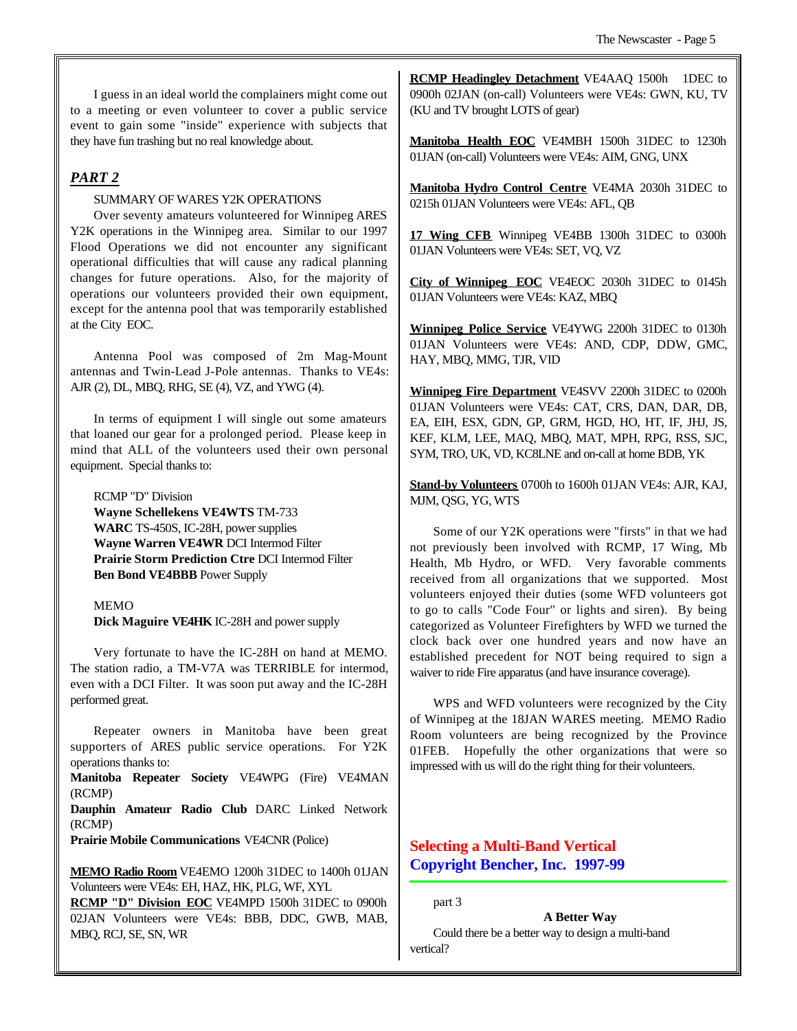I guess in an ideal world the complainers might come out to a meeting or even volunteer to cover a public service event to gain some "inside" experience with subjects that they have fun trashing but no real knowledge about.

## *PART 2*

SUMMARY OF WARES Y2K OPERATIONS

Over seventy amateurs volunteered for Winnipeg ARES Y2K operations in the Winnipeg area. Similar to our 1997 Flood Operations we did not encounter any significant operational difficulties that will cause any radical planning changes for future operations. Also, for the majority of operations our volunteers provided their own equipment, except for the antenna pool that was temporarily established at the City EOC.

Antenna Pool was composed of 2m Mag-Mount antennas and Twin-Lead J-Pole antennas. Thanks to VE4s: AJR (2), DL, MBQ, RHG, SE (4), VZ, and YWG (4).

In terms of equipment I will single out some amateurs that loaned our gear for a prolonged period. Please keep in mind that ALL of the volunteers used their own personal equipment. Special thanks to:

RCMP "D" Division
**Wayne Schellekens VE4WTS** TM-733
**WARC** TS-450S, IC-28H, power supplies
**Wayne Warren VE4WR** DCI Intermod Filter
**Prairie Storm Prediction Ctre** DCI Intermod Filter
**Ben Bond VE4BBB** Power Supply

MEMO
**Dick Maguire VE4HK** IC-28H and power supply

Very fortunate to have the IC-28H on hand at MEMO. The station radio, a TM-V7A was TERRIBLE for intermod, even with a DCI Filter. It was soon put away and the IC-28H performed great.

Repeater owners in Manitoba have been great supporters of ARES public service operations. For Y2K operations thanks to:
**Manitoba Repeater Society** VE4WPG (Fire) VE4MAN (RCMP)
**Dauphin Amateur Radio Club** DARC Linked Network (RCMP)
**Prairie Mobile Communications** VE4CNR (Police)

**MEMO Radio Room** VE4EMO 1200h 31DEC to 1400h 01JAN Volunteers were VE4s: EH, HAZ, HK, PLG, WF, XYL
**RCMP "D" Division EOC** VE4MPD 1500h 31DEC to 0900h 02JAN Volunteers were VE4s: BBB, DDC, GWB, MAB, MBQ, RCJ, SE, SN, WR

**RCMP Headingley Detachment** VE4AAQ 1500h 1DEC to 0900h 02JAN (on-call) Volunteers were VE4s: GWN, KU, TV (KU and TV brought LOTS of gear)

**Manitoba Health EOC** VE4MBH 1500h 31DEC to 1230h 01JAN (on-call) Volunteers were VE4s: AIM, GNG, UNX

**Manitoba Hydro Control Centre** VE4MA 2030h 31DEC to 0215h 01JAN Volunteers were VE4s: AFL, QB

**17 Wing CFB** Winnipeg VE4BB 1300h 31DEC to 0300h 01JAN Volunteers were VE4s: SET, VQ, VZ

**City of Winnipeg EOC** VE4EOC 2030h 31DEC to 0145h 01JAN Volunteers were VE4s: KAZ, MBQ

**Winnipeg Police Service** VE4YWG 2200h 31DEC to 0130h 01JAN Volunteers were VE4s: AND, CDP, DDW, GMC, HAY, MBQ, MMG, TJR, VID

**Winnipeg Fire Department** VE4SVV 2200h 31DEC to 0200h 01JAN Volunteers were VE4s: CAT, CRS, DAN, DAR, DB, EA, EIH, ESX, GDN, GP, GRM, HGD, HO, HT, IF, JHJ, JS, KEF, KLM, LEE, MAQ, MBQ, MAT, MPH, RPG, RSS, SJC, SYM, TRO, UK, VD, KC8LNE and on-call at home BDB, YK

**Stand-by Volunteers** 0700h to 1600h 01JAN VE4s: AJR, KAJ, MJM, QSG, YG, WTS

Some of our Y2K operations were "firsts" in that we had not previously been involved with RCMP, 17 Wing, Mb Health, Mb Hydro, or WFD. Very favorable comments received from all organizations that we supported. Most volunteers enjoyed their duties (some WFD volunteers got to go to calls "Code Four" or lights and siren). By being categorized as Volunteer Firefighters by WFD we turned the clock back over one hundred years and now have an established precedent for NOT being required to sign a waiver to ride Fire apparatus (and have insurance coverage).

WPS and WFD volunteers were recognized by the City of Winnipeg at the 18JAN WARES meeting. MEMO Radio Room volunteers are being recognized by the Province 01FEB. Hopefully the other organizations that were so impressed with us will do the right thing for their volunteers.

## Selecting a Multi-Band Vertical
## Copyright Bencher, Inc. 1997-99

part 3

**A Better Way**

Could there be a better way to design a multi-band vertical?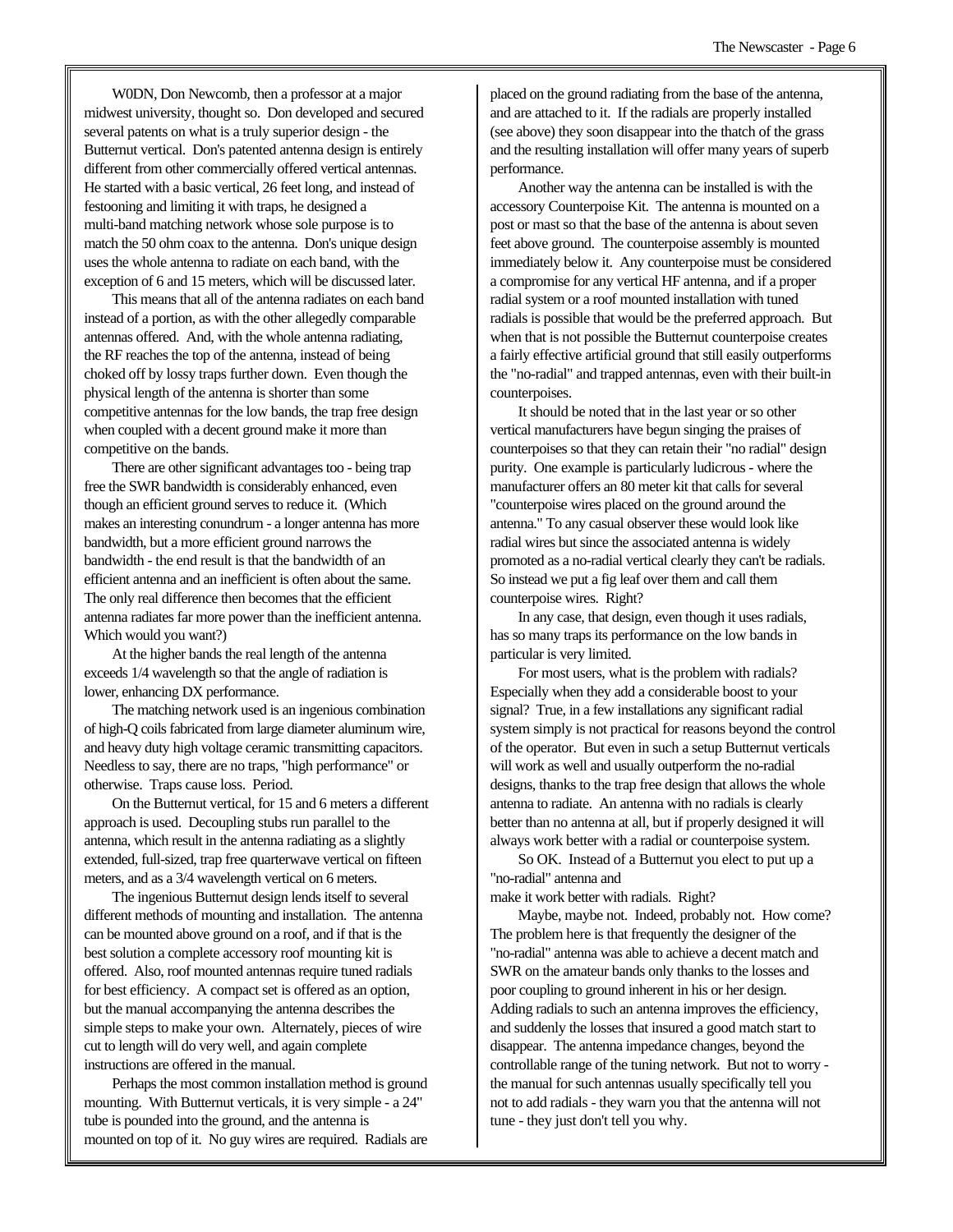W0DN, Don Newcomb, then a professor at a major midwest university, thought so. Don developed and secured several patents on what is a truly superior design - the Butternut vertical. Don's patented antenna design is entirely different from other commercially offered vertical antennas. He started with a basic vertical, 26 feet long, and instead of festooning and limiting it with traps, he designed a multi-band matching network whose sole purpose is to match the 50 ohm coax to the antenna. Don's unique design uses the whole antenna to radiate on each band, with the exception of 6 and 15 meters, which will be discussed later.

This means that all of the antenna radiates on each band instead of a portion, as with the other allegedly comparable antennas offered. And, with the whole antenna radiating, the RF reaches the top of the antenna, instead of being choked off by lossy traps further down. Even though the physical length of the antenna is shorter than some competitive antennas for the low bands, the trap free design when coupled with a decent ground make it more than competitive on the bands.

There are other significant advantages too - being trap free the SWR bandwidth is considerably enhanced, even though an efficient ground serves to reduce it. (Which makes an interesting conundrum - a longer antenna has more bandwidth, but a more efficient ground narrows the bandwidth - the end result is that the bandwidth of an efficient antenna and an inefficient is often about the same. The only real difference then becomes that the efficient antenna radiates far more power than the inefficient antenna. Which would you want?)

At the higher bands the real length of the antenna exceeds 1/4 wavelength so that the angle of radiation is lower, enhancing DX performance.

The matching network used is an ingenious combination of high-Q coils fabricated from large diameter aluminum wire, and heavy duty high voltage ceramic transmitting capacitors. Needless to say, there are no traps, "high performance" or otherwise. Traps cause loss. Period.

On the Butternut vertical, for 15 and 6 meters a different approach is used. Decoupling stubs run parallel to the antenna, which result in the antenna radiating as a slightly extended, full-sized, trap free quarterwave vertical on fifteen meters, and as a 3/4 wavelength vertical on 6 meters.

The ingenious Butternut design lends itself to several different methods of mounting and installation. The antenna can be mounted above ground on a roof, and if that is the best solution a complete accessory roof mounting kit is offered. Also, roof mounted antennas require tuned radials for best efficiency. A compact set is offered as an option, but the manual accompanying the antenna describes the simple steps to make your own. Alternately, pieces of wire cut to length will do very well, and again complete instructions are offered in the manual.

Perhaps the most common installation method is ground mounting. With Butternut verticals, it is very simple - a 24" tube is pounded into the ground, and the antenna is mounted on top of it. No guy wires are required. Radials are placed on the ground radiating from the base of the antenna, and are attached to it. If the radials are properly installed (see above) they soon disappear into the thatch of the grass and the resulting installation will offer many years of superb performance.

Another way the antenna can be installed is with the accessory Counterpoise Kit. The antenna is mounted on a post or mast so that the base of the antenna is about seven feet above ground. The counterpoise assembly is mounted immediately below it. Any counterpoise must be considered a compromise for any vertical HF antenna, and if a proper radial system or a roof mounted installation with tuned radials is possible that would be the preferred approach. But when that is not possible the Butternut counterpoise creates a fairly effective artificial ground that still easily outperforms the "no-radial" and trapped antennas, even with their built-in counterpoises.

It should be noted that in the last year or so other vertical manufacturers have begun singing the praises of counterpoises so that they can retain their "no radial" design purity. One example is particularly ludicrous - where the manufacturer offers an 80 meter kit that calls for several "counterpoise wires placed on the ground around the antenna." To any casual observer these would look like radial wires but since the associated antenna is widely promoted as a no-radial vertical clearly they can't be radials. So instead we put a fig leaf over them and call them counterpoise wires. Right?

In any case, that design, even though it uses radials, has so many traps its performance on the low bands in particular is very limited.

For most users, what is the problem with radials? Especially when they add a considerable boost to your signal? True, in a few installations any significant radial system simply is not practical for reasons beyond the control of the operator. But even in such a setup Butternut verticals will work as well and usually outperform the no-radial designs, thanks to the trap free design that allows the whole antenna to radiate. An antenna with no radials is clearly better than no antenna at all, but if properly designed it will always work better with a radial or counterpoise system.

So OK. Instead of a Butternut you elect to put up a "no-radial" antenna and make it work better with radials. Right?

Maybe, maybe not. Indeed, probably not. How come? The problem here is that frequently the designer of the "no-radial" antenna was able to achieve a decent match and SWR on the amateur bands only thanks to the losses and poor coupling to ground inherent in his or her design. Adding radials to such an antenna improves the efficiency, and suddenly the losses that insured a good match start to disappear. The antenna impedance changes, beyond the controllable range of the tuning network. But not to worry - the manual for such antennas usually specifically tell you not to add radials - they warn you that the antenna will not tune - they just don't tell you why.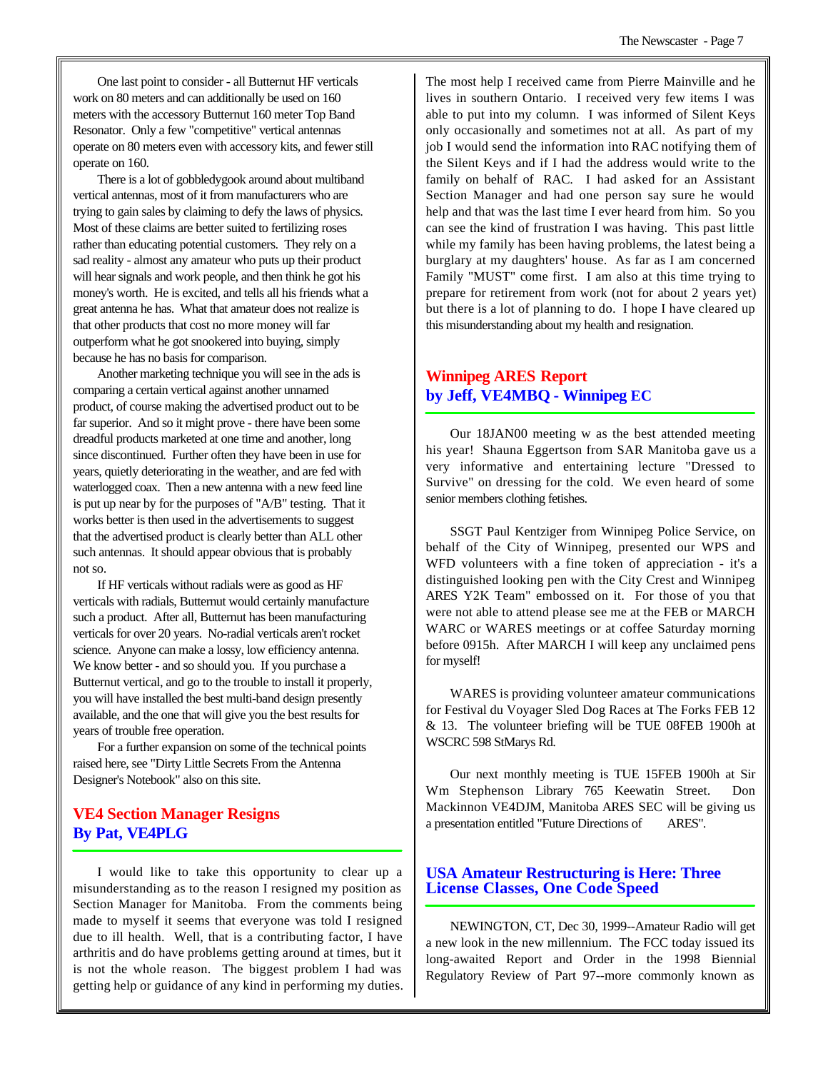One last point to consider - all Butternut HF verticals work on 80 meters and can additionally be used on 160 meters with the accessory Butternut 160 meter Top Band Resonator. Only a few "competitive" vertical antennas operate on 80 meters even with accessory kits, and fewer still operate on 160.

There is a lot of gobbledygook around about multiband vertical antennas, most of it from manufacturers who are trying to gain sales by claiming to defy the laws of physics. Most of these claims are better suited to fertilizing roses rather than educating potential customers. They rely on a sad reality - almost any amateur who puts up their product will hear signals and work people, and then think he got his money's worth. He is excited, and tells all his friends what a great antenna he has. What that amateur does not realize is that other products that cost no more money will far outperform what he got snookered into buying, simply because he has no basis for comparison.

Another marketing technique you will see in the ads is comparing a certain vertical against another unnamed product, of course making the advertised product out to be far superior. And so it might prove - there have been some dreadful products marketed at one time and another, long since discontinued. Further often they have been in use for years, quietly deteriorating in the weather, and are fed with waterlogged coax. Then a new antenna with a new feed line is put up near by for the purposes of "A/B" testing. That it works better is then used in the advertisements to suggest that the advertised product is clearly better than ALL other such antennas. It should appear obvious that is probably not so.

If HF verticals without radials were as good as HF verticals with radials, Butternut would certainly manufacture such a product. After all, Butternut has been manufacturing verticals for over 20 years. No-radial verticals aren't rocket science. Anyone can make a lossy, low efficiency antenna. We know better - and so should you. If you purchase a Butternut vertical, and go to the trouble to install it properly, you will have installed the best multi-band design presently available, and the one that will give you the best results for years of trouble free operation.

For a further expansion on some of the technical points raised here, see "Dirty Little Secrets From the Antenna Designer's Notebook" also on this site.

## VE4 Section Manager Resigns
## By Pat, VE4PLG

I would like to take this opportunity to clear up a misunderstanding as to the reason I resigned my position as Section Manager for Manitoba. From the comments being made to myself it seems that everyone was told I resigned due to ill health. Well, that is a contributing factor, I have arthritis and do have problems getting around at times, but it is not the whole reason. The biggest problem I had was getting help or guidance of any kind in performing my duties. The most help I received came from Pierre Mainville and he lives in southern Ontario. I received very few items I was able to put into my column. I was informed of Silent Keys only occasionally and sometimes not at all. As part of my job I would send the information into RAC notifying them of the Silent Keys and if I had the address would write to the family on behalf of RAC. I had asked for an Assistant Section Manager and had one person say sure he would help and that was the last time I ever heard from him. So you can see the kind of frustration I was having. This past little while my family has been having problems, the latest being a burglary at my daughters' house. As far as I am concerned Family "MUST" come first. I am also at this time trying to prepare for retirement from work (not for about 2 years yet) but there is a lot of planning to do. I hope I have cleared up this misunderstanding about my health and resignation.

## Winnipeg ARES Report
## by Jeff, VE4MBQ - Winnipeg EC

Our 18JAN00 meeting w as the best attended meeting his year! Shauna Eggertson from SAR Manitoba gave us a very informative and entertaining lecture "Dressed to Survive" on dressing for the cold. We even heard of some senior members clothing fetishes.

SSGT Paul Kentziger from Winnipeg Police Service, on behalf of the City of Winnipeg, presented our WPS and WFD volunteers with a fine token of appreciation - it's a distinguished looking pen with the City Crest and Winnipeg ARES Y2K Team" embossed on it. For those of you that were not able to attend please see me at the FEB or MARCH WARC or WARES meetings or at coffee Saturday morning before 0915h. After MARCH I will keep any unclaimed pens for myself!

WARES is providing volunteer amateur communications for Festival du Voyager Sled Dog Races at The Forks FEB 12 & 13. The volunteer briefing will be TUE 08FEB 1900h at WSCRC 598 StMarys Rd.

Our next monthly meeting is TUE 15FEB 1900h at Sir Wm Stephenson Library 765 Keewatin Street. Don Mackinnon VE4DJM, Manitoba ARES SEC will be giving us a presentation entitled "Future Directions of ARES".

## USA Amateur Restructuring is Here: Three License Classes, One Code Speed

NEWINGTON, CT, Dec 30, 1999--Amateur Radio will get a new look in the new millennium. The FCC today issued its long-awaited Report and Order in the 1998 Biennial Regulatory Review of Part 97--more commonly known as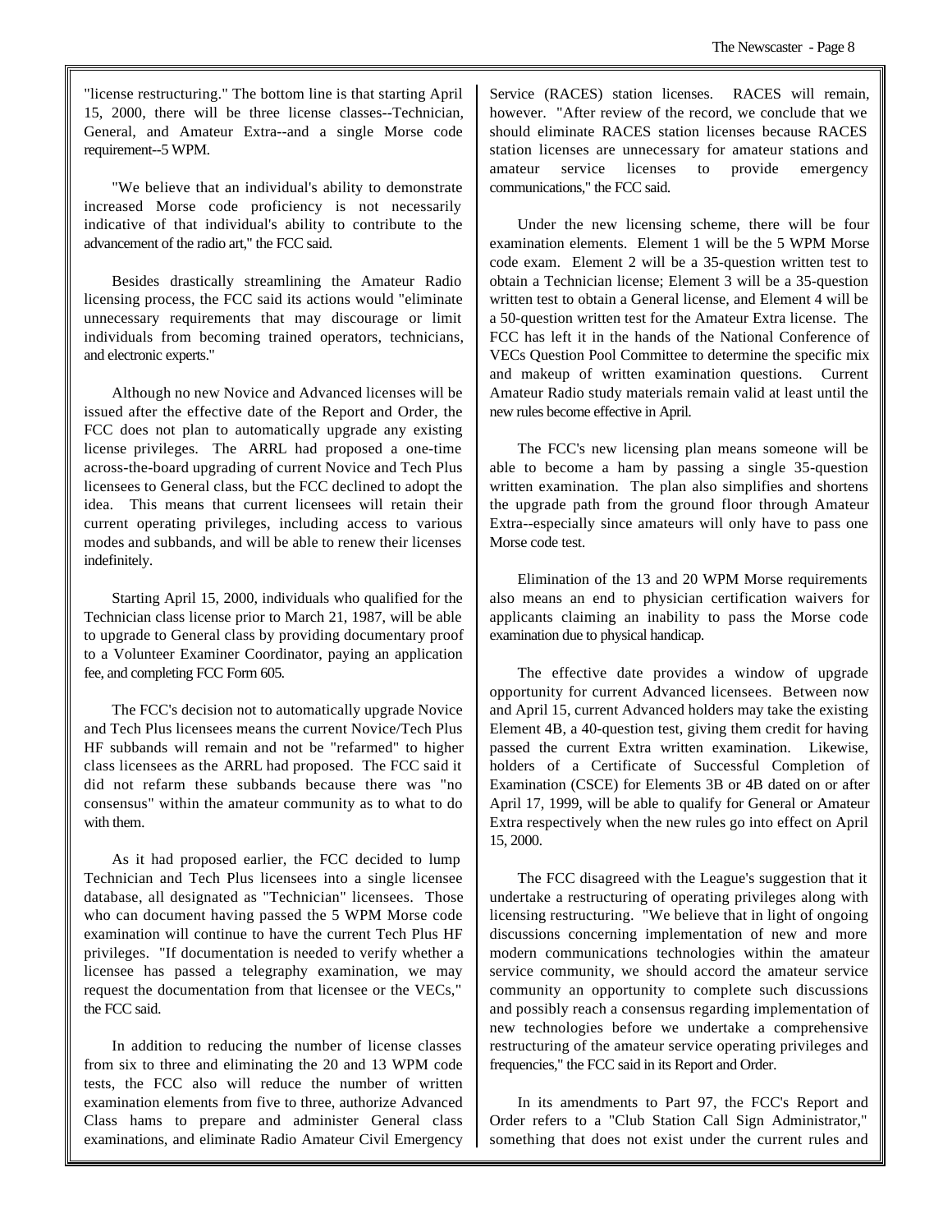"license restructuring." The bottom line is that starting April 15, 2000, there will be three license classes--Technician, General, and Amateur Extra--and a single Morse code requirement--5 WPM.

"We believe that an individual's ability to demonstrate increased Morse code proficiency is not necessarily indicative of that individual's ability to contribute to the advancement of the radio art," the FCC said.

Besides drastically streamlining the Amateur Radio licensing process, the FCC said its actions would "eliminate unnecessary requirements that may discourage or limit individuals from becoming trained operators, technicians, and electronic experts."

Although no new Novice and Advanced licenses will be issued after the effective date of the Report and Order, the FCC does not plan to automatically upgrade any existing license privileges. The ARRL had proposed a one-time across-the-board upgrading of current Novice and Tech Plus licensees to General class, but the FCC declined to adopt the idea. This means that current licensees will retain their current operating privileges, including access to various modes and subbands, and will be able to renew their licenses indefinitely.

Starting April 15, 2000, individuals who qualified for the Technician class license prior to March 21, 1987, will be able to upgrade to General class by providing documentary proof to a Volunteer Examiner Coordinator, paying an application fee, and completing FCC Form 605.

The FCC's decision not to automatically upgrade Novice and Tech Plus licensees means the current Novice/Tech Plus HF subbands will remain and not be "refarmed" to higher class licensees as the ARRL had proposed. The FCC said it did not refarm these subbands because there was "no consensus" within the amateur community as to what to do with them.

As it had proposed earlier, the FCC decided to lump Technician and Tech Plus licensees into a single licensee database, all designated as "Technician" licensees. Those who can document having passed the 5 WPM Morse code examination will continue to have the current Tech Plus HF privileges. "If documentation is needed to verify whether a licensee has passed a telegraphy examination, we may request the documentation from that licensee or the VECs," the FCC said.

In addition to reducing the number of license classes from six to three and eliminating the 20 and 13 WPM code tests, the FCC also will reduce the number of written examination elements from five to three, authorize Advanced Class hams to prepare and administer General class examinations, and eliminate Radio Amateur Civil Emergency Service (RACES) station licenses. RACES will remain, however. "After review of the record, we conclude that we should eliminate RACES station licenses because RACES station licenses are unnecessary for amateur stations and amateur service licenses to provide emergency communications," the FCC said.

Under the new licensing scheme, there will be four examination elements. Element 1 will be the 5 WPM Morse code exam. Element 2 will be a 35-question written test to obtain a Technician license; Element 3 will be a 35-question written test to obtain a General license, and Element 4 will be a 50-question written test for the Amateur Extra license. The FCC has left it in the hands of the National Conference of VECs Question Pool Committee to determine the specific mix and makeup of written examination questions. Current Amateur Radio study materials remain valid at least until the new rules become effective in April.

The FCC's new licensing plan means someone will be able to become a ham by passing a single 35-question written examination. The plan also simplifies and shortens the upgrade path from the ground floor through Amateur Extra--especially since amateurs will only have to pass one Morse code test.

Elimination of the 13 and 20 WPM Morse requirements also means an end to physician certification waivers for applicants claiming an inability to pass the Morse code examination due to physical handicap.

The effective date provides a window of upgrade opportunity for current Advanced licensees. Between now and April 15, current Advanced holders may take the existing Element 4B, a 40-question test, giving them credit for having passed the current Extra written examination. Likewise, holders of a Certificate of Successful Completion of Examination (CSCE) for Elements 3B or 4B dated on or after April 17, 1999, will be able to qualify for General or Amateur Extra respectively when the new rules go into effect on April 15, 2000.

The FCC disagreed with the League's suggestion that it undertake a restructuring of operating privileges along with licensing restructuring. "We believe that in light of ongoing discussions concerning implementation of new and more modern communications technologies within the amateur service community, we should accord the amateur service community an opportunity to complete such discussions and possibly reach a consensus regarding implementation of new technologies before we undertake a comprehensive restructuring of the amateur service operating privileges and frequencies," the FCC said in its Report and Order.

In its amendments to Part 97, the FCC's Report and Order refers to a "Club Station Call Sign Administrator," something that does not exist under the current rules and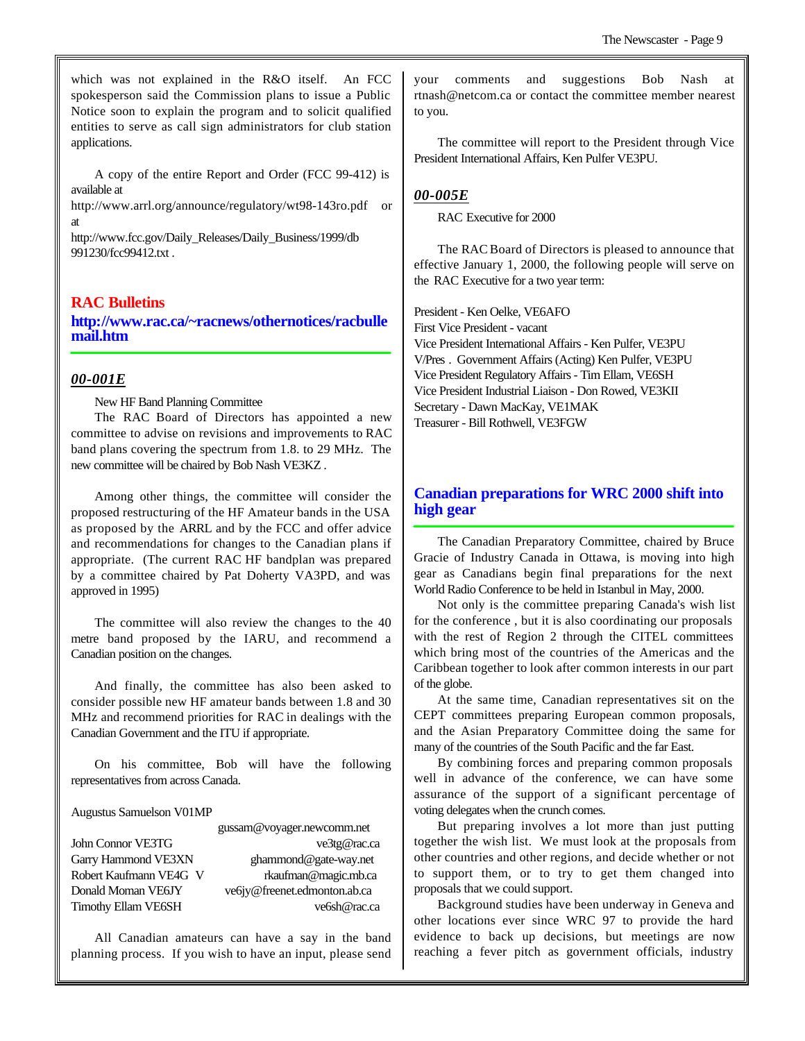which was not explained in the R&O itself. An FCC spokesperson said the Commission plans to issue a Public Notice soon to explain the program and to solicit qualified entities to serve as call sign administrators for club station applications.

A copy of the entire Report and Order (FCC 99-412) is available at http://www.arrl.org/announce/regulatory/wt98-143ro.pdf or at http://www.fcc.gov/Daily_Releases/Daily_Business/1999/db991230/fcc99412.txt .

## RAC Bulletins

**http://www.rac.ca/~racnews/othernotices/racbullemail.htm**

### *00-001E*

New HF Band Planning Committee

The RAC Board of Directors has appointed a new committee to advise on revisions and improvements to RAC band plans covering the spectrum from 1.8. to 29 MHz. The new committee will be chaired by Bob Nash VE3KZ .

Among other things, the committee will consider the proposed restructuring of the HF Amateur bands in the USA as proposed by the ARRL and by the FCC and offer advice and recommendations for changes to the Canadian plans if appropriate. (The current RAC HF bandplan was prepared by a committee chaired by Pat Doherty VA3PD, and was approved in 1995)

The committee will also review the changes to the 40 metre band proposed by the IARU, and recommend a Canadian position on the changes.

And finally, the committee has also been asked to consider possible new HF amateur bands between 1.8 and 30 MHz and recommend priorities for RAC in dealings with the Canadian Government and the ITU if appropriate.

On his committee, Bob will have the following representatives from across Canada.

| | |
|---|---|
| Augustus Samuelson V01MP | gussam@voyager.newcomm.net |
| John Connor VE3TG | ve3tg@rac.ca |
| Garry Hammond VE3XN | ghammond@gate-way.net |
| Robert Kaufmann VE4G V | rkaufman@magic.mb.ca |
| Donald Moman VE6JY | ve6jy@freenet.edmonton.ab.ca |
| Timothy Ellam VE6SH | ve6sh@rac.ca |

All Canadian amateurs can have a say in the band planning process. If you wish to have an input, please send your comments and suggestions Bob Nash at rtnash@netcom.ca or contact the committee member nearest to you.

The committee will report to the President through Vice President International Affairs, Ken Pulfer VE3PU.

### *00-005E*

RAC Executive for 2000

The RAC Board of Directors is pleased to announce that effective January 1, 2000, the following people will serve on the RAC Executive for a two year term:

President - Ken Oelke, VE6AFO
First Vice President - vacant
Vice President International Affairs - Ken Pulfer, VE3PU
V/Pres . Government Affairs (Acting) Ken Pulfer, VE3PU
Vice President Regulatory Affairs - Tim Ellam, VE6SH
Vice President Industrial Liaison - Don Rowed, VE3KII
Secretary - Dawn MacKay, VE1MAK
Treasurer - Bill Rothwell, VE3FGW

## Canadian preparations for WRC 2000 shift into high gear

The Canadian Preparatory Committee, chaired by Bruce Gracie of Industry Canada in Ottawa, is moving into high gear as Canadians begin final preparations for the next World Radio Conference to be held in Istanbul in May, 2000.

Not only is the committee preparing Canada's wish list for the conference , but it is also coordinating our proposals with the rest of Region 2 through the CITEL committees which bring most of the countries of the Americas and the Caribbean together to look after common interests in our part of the globe.

At the same time, Canadian representatives sit on the CEPT committees preparing European common proposals, and the Asian Preparatory Committee doing the same for many of the countries of the South Pacific and the far East.

By combining forces and preparing common proposals well in advance of the conference, we can have some assurance of the support of a significant percentage of voting delegates when the crunch comes.

But preparing involves a lot more than just putting together the wish list. We must look at the proposals from other countries and other regions, and decide whether or not to support them, or to try to get them changed into proposals that we could support.

Background studies have been underway in Geneva and other locations ever since WRC 97 to provide the hard evidence to back up decisions, but meetings are now reaching a fever pitch as government officials, industry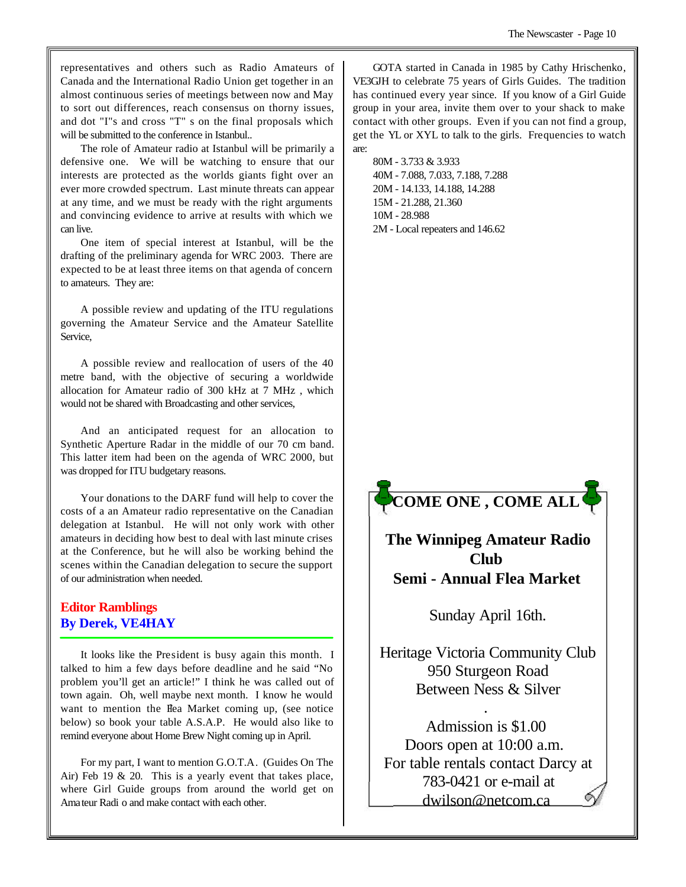representatives and others such as Radio Amateurs of Canada and the International Radio Union get together in an almost continuous series of meetings between now and May to sort out differences, reach consensus on thorny issues, and dot "I"s and cross "T" s on the final proposals which will be submitted to the conference in Istanbul..

The role of Amateur radio at Istanbul will be primarily a defensive one. We will be watching to ensure that our interests are protected as the worlds giants fight over an ever more crowded spectrum. Last minute threats can appear at any time, and we must be ready with the right arguments and convincing evidence to arrive at results with which we can live.

One item of special interest at Istanbul, will be the drafting of the preliminary agenda for WRC 2003. There are expected to be at least three items on that agenda of concern to amateurs. They are:

A possible review and updating of the ITU regulations governing the Amateur Service and the Amateur Satellite Service,

A possible review and reallocation of users of the 40 metre band, with the objective of securing a worldwide allocation for Amateur radio of 300 kHz at 7 MHz , which would not be shared with Broadcasting and other services,

And an anticipated request for an allocation to Synthetic Aperture Radar in the middle of our 70 cm band. This latter item had been on the agenda of WRC 2000, but was dropped for ITU budgetary reasons.

Your donations to the DARF fund will help to cover the costs of a an Amateur radio representative on the Canadian delegation at Istanbul. He will not only work with other amateurs in deciding how best to deal with last minute crises at the Conference, but he will also be working behind the scenes within the Canadian delegation to secure the support of our administration when needed.

## Editor Ramblings
## By Derek, VE4HAY

It looks like the President is busy again this month. I talked to him a few days before deadline and he said "No problem you'll get an article!" I think he was called out of town again. Oh, well maybe next month. I know he would want to mention the Flea Market coming up, (see notice below) so book your table A.S.A.P. He would also like to remind everyone about Home Brew Night coming up in April.

For my part, I want to mention G.O.T.A. (Guides On The Air) Feb 19 & 20. This is a yearly event that takes place, where Girl Guide groups from around the world get on Amateur Radio and make contact with each other.

GOTA started in Canada in 1985 by Cathy Hrischenko, VE3GJH to celebrate 75 years of Girls Guides. The tradition has continued every year since. If you know of a Girl Guide group in your area, invite them over to your shack to make contact with other groups. Even if you can not find a group, get the YL or XYL to talk to the girls. Frequencies to watch are:

80M - 3.733 & 3.933
40M - 7.088, 7.033, 7.188, 7.288
20M - 14.133, 14.188, 14.288
15M - 21.288, 21.360
10M - 28.988
2M - Local repeaters and 146.62

**COME ONE , COME ALL**

**The Winnipeg Amateur Radio Club**
**Semi - Annual Flea Market**

Sunday April 16th.

Heritage Victoria Community Club
950 Sturgeon Road
Between Ness & Silver

Admission is $1.00
Doors open at 10:00 a.m.
For table rentals contact Darcy at 783-0421 or e-mail at dwilson@netcom.ca